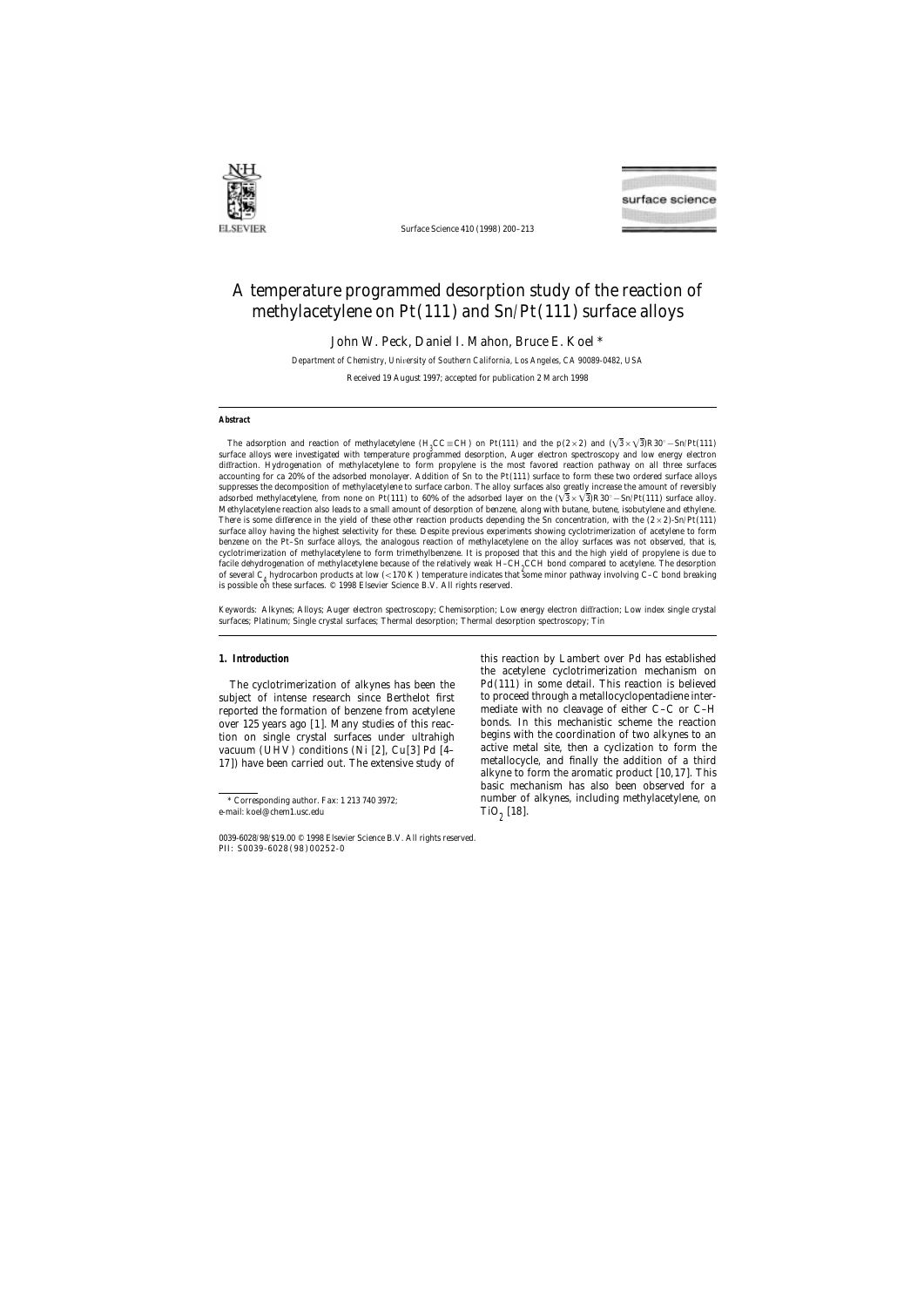# A temperature programmed desorption study of the reaction of methylacetylene on Pt(111) and Sn/Pt(111) surface alloys

John W. Peck, Daniel I. Mahon, Bruce E. Koel *

Department of Chemistry, University of Southern California, Los Angeles, CA 90089-0482, USA

Received 19 August 1997; accepted for publication 2 March 1998

## Abstract

The adsorption and reaction of methylacetylene ($H_3CC{\equiv}CH$) on Pt(111) and the p(2×2) and $(\sqrt{3}\times\sqrt{3})R30°$–Sn/Pt(111) surface alloys were investigated with temperature programmed desorption, Auger electron spectroscopy and low energy electron diffraction. Hydrogenation of methylacetylene to form propylene is the most favored reaction pathway on all three surfaces accounting for ca 20% of the adsorbed monolayer. Addition of Sn to the Pt(111) surface to form these two ordered surface alloys suppresses the decomposition of methylacetylene to surface carbon. The alloy surfaces also greatly increase the amount of reversibly adsorbed methylacetylene, from none on Pt(111) to 60% of the adsorbed layer on the $(\sqrt{3}\times\sqrt{3})R30°$–Sn/Pt(111) surface alloy. Methylacetylene reaction also leads to a small amount of desorption of benzene, along with butane, butene, isobutylene and ethylene. There is some difference in the yield of these other reaction products depending the Sn concentration, with the (2×2)-Sn/Pt(111) surface alloy having the highest selectivity for these. Despite previous experiments showing cyclotrimerization of acetylene to form benzene on the Pt–Sn surface alloys, the analogous reaction of methylacetylene on the alloy surfaces was not observed, that is, cyclotrimerization of methylacetylene to form trimethylbenzene. It is proposed that this and the high yield of propylene is due to facile dehydrogenation of methylacetylene because of the relatively weak $H–CH_2CCH$ bond compared to acetylene. The desorption of several $C_4$ hydrocarbon products at low (<170 K) temperature indicates that some minor pathway involving C–C bond breaking is possible on these surfaces. © 1998 Elsevier Science B.V. All rights reserved.

*Keywords:* Alkynes; Alloys; Auger electron spectroscopy; Chemisorption; Low energy electron diffraction; Low index single crystal surfaces; Platinum; Single crystal surfaces; Thermal desorption; Thermal desorption spectroscopy; Tin

## 1. Introduction

The cyclotrimerization of alkynes has been the subject of intense research since Berthelot first reported the formation of benzene from acetylene over 125 years ago [1]. Many studies of this reaction on single crystal surfaces under ultrahigh vacuum (UHV) conditions (Ni [2], Cu[3] Pd [4–17]) have been carried out. The extensive study of this reaction by Lambert over Pd has established the acetylene cyclotrimerization mechanism on Pd(111) in some detail. This reaction is believed to proceed through a metallocyclopentadiene intermediate with no cleavage of either C–C or C–H bonds. In this mechanistic scheme the reaction begins with the coordination of two alkynes to an active metal site, then a cyclization to form the metallocycle, and finally the addition of a third alkyne to form the aromatic product [10,17]. This basic mechanism has also been observed for a number of alkynes, including methylacetylene, on $TiO_2$ [18].

* Corresponding author. Fax: 1 213 740 3972; e-mail: koel@chem1.usc.edu

0039-6028/98/$19.00 © 1998 Elsevier Science B.V. All rights reserved.
PII: S0039-6028(98)00252-0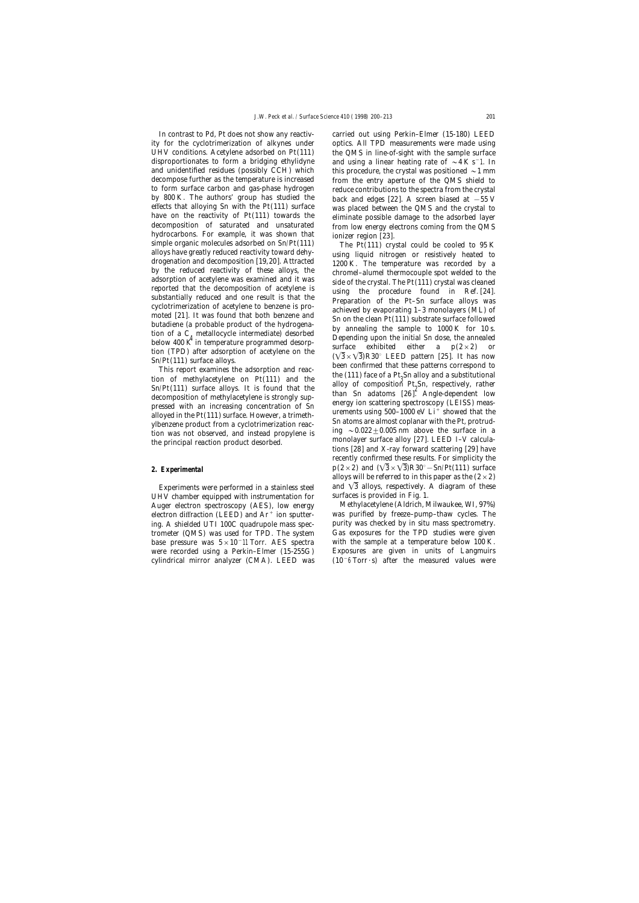In contrast to Pd, Pt does not show any reactivity for the cyclotrimerization of alkynes under UHV conditions. Acetylene adsorbed on Pt(111) disproportionates to form a bridging ethylidyne and unidentified residues (possibly CCH) which decompose further as the temperature is increased to form surface carbon and gas-phase hydrogen by 800 K. The authors' group has studied the effects that alloying Sn with the Pt(111) surface have on the reactivity of Pt(111) towards the decomposition of saturated and unsaturated hydrocarbons. For example, it was shown that simple organic molecules adsorbed on Sn/Pt(111) alloys have greatly reduced reactivity toward dehydrogenation and decomposition [19,20]. Attracted by the reduced reactivity of these alloys, the adsorption of acetylene was examined and it was reported that the decomposition of acetylene is substantially reduced and one result is that the cyclotrimerization of acetylene to benzene is promoted [21]. It was found that both benzene and butadiene (a probable product of the hydrogenation of a $C_4$ metallocycle intermediate) desorbed below 400 K in temperature programmed desorption (TPD) after adsorption of acetylene on the Sn/Pt(111) surface alloys.

This report examines the adsorption and reaction of methylacetylene on Pt(111) and the Sn/Pt(111) surface alloys. It is found that the decomposition of methylacetylene is strongly suppressed with an increasing concentration of Sn alloyed in the Pt(111) surface. However, a trimethylbenzene product from a cyclotrimerization reaction was not observed, and instead propylene is the principal reaction product desorbed.

## 2. Experimental

Experiments were performed in a stainless steel UHV chamber equipped with instrumentation for Auger electron spectroscopy (AES), low energy electron diffraction (LEED) and $Ar^+$ ion sputtering. A shielded UTI 100C quadrupole mass spectrometer (QMS) was used for TPD. The system base pressure was $5 \times 10^{-11}$ Torr. AES spectra were recorded using a Perkin–Elmer (15-255G) cylindrical mirror analyzer (CMA). LEED was carried out using Perkin–Elmer (15-180) LEED optics. All TPD measurements were made using the QMS in line-of-sight with the sample surface and using a linear heating rate of $\sim 4$ K $s^{-1}$. In this procedure, the crystal was positioned $\sim 1$ mm from the entry aperture of the QMS shield to reduce contributions to the spectra from the crystal back and edges [22]. A screen biased at $-55$ V was placed between the QMS and the crystal to eliminate possible damage to the adsorbed layer from low energy electrons coming from the QMS ionizer region [23].

The Pt(111) crystal could be cooled to 95 K using liquid nitrogen or resistively heated to 1200 K. The temperature was recorded by a chromel–alumel thermocouple spot welded to the side of the crystal. The Pt(111) crystal was cleaned using the procedure found in Ref. [24]. Preparation of the Pt–Sn surface alloys was achieved by evaporating 1–3 monolayers (ML) of Sn on the clean Pt(111) substrate surface followed by annealing the sample to 1000 K for 10 s. Depending upon the initial Sn dose, the annealed surface exhibited either a $p(2 \times 2)$ or $(\sqrt{3} \times \sqrt{3})R30°$ LEED pattern [25]. It has now been confirmed that these patterns correspond to the (111) face of a $Pt_3Sn$ alloy and a substitutional alloy of composition $Pt_2Sn$, respectively, rather than Sn adatoms [26]. Angle-dependent low energy ion scattering spectroscopy (LEISS) measurements using 500–1000 eV $Li^+$ showed that the Sn atoms are almost coplanar with the Pt, protruding $\sim 0.022 \pm 0.005$ nm above the surface in a monolayer surface alloy [27]. LEED I–V calculations [28] and X-ray forward scattering [29] have recently confirmed these results. For simplicity the $p(2 \times 2)$ and $(\sqrt{3} \times \sqrt{3})R30°$–Sn/Pt(111) surface alloys will be referred to in this paper as the $(2 \times 2)$ and $\sqrt{3}$ alloys, respectively. A diagram of these surfaces is provided in Fig. 1.

Methylacetylene (Aldrich, Milwaukee, WI, 97%) was purified by freeze–pump–thaw cycles. The purity was checked by in situ mass spectrometry. Gas exposures for the TPD studies were given with the sample at a temperature below 100 K. Exposures are given in units of Langmuirs ($10^{-6}$ Torr·s) after the measured values were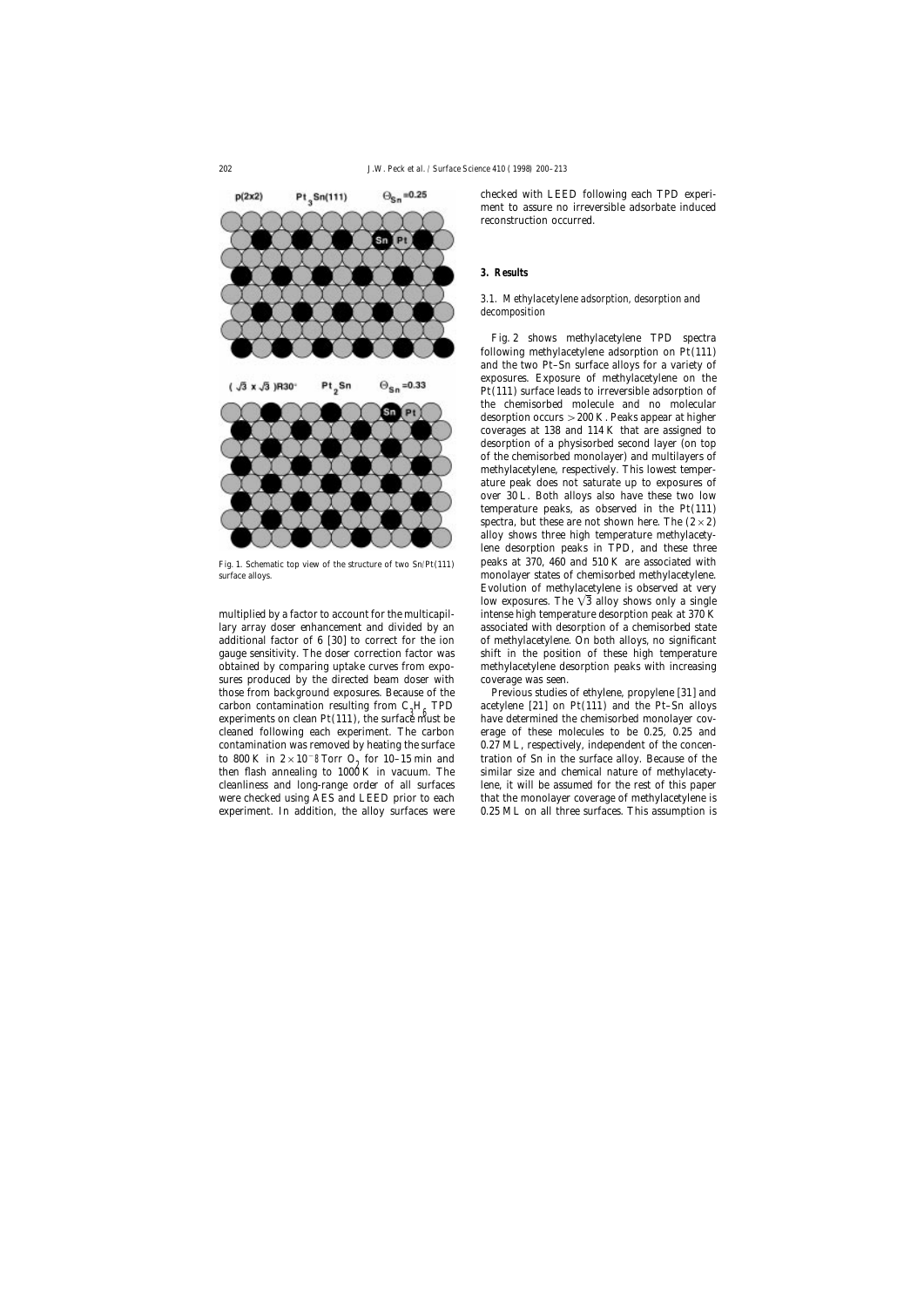Fig. 1. Schematic top view of the structure of two Sn/Pt(111) surface alloys.

multiplied by a factor to account for the multicapillary array doser enhancement and divided by an additional factor of 6 [30] to correct for the ion gauge sensitivity. The doser correction factor was obtained by comparing uptake curves from exposures produced by the directed beam doser with those from background exposures. Because of the carbon contamination resulting from $C_3H_6$ TPD experiments on clean Pt(111), the surface must be cleaned following each experiment. The carbon contamination was removed by heating the surface to 800 K in $2 \times 10^{-8}$ Torr $O_2$ for 10–15 min and then flash annealing to 1000 K in vacuum. The cleanliness and long-range order of all surfaces were checked using AES and LEED prior to each experiment. In addition, the alloy surfaces were checked with LEED following each TPD experiment to assure no irreversible adsorbate induced reconstruction occurred.

## 3. Results

### 3.1. Methylacetylene adsorption, desorption and decomposition

Fig. 2 shows methylacetylene TPD spectra following methylacetylene adsorption on Pt(111) and the two Pt–Sn surface alloys for a variety of exposures. Exposure of methylacetylene on the Pt(111) surface leads to irreversible adsorption of the chemisorbed molecule and no molecular desorption occurs >200 K. Peaks appear at higher coverages at 138 and 114 K that are assigned to desorption of a physisorbed second layer (on top of the chemisorbed monolayer) and multilayers of methylacetylene, respectively. This lowest temperature peak does not saturate up to exposures of over 30 L. Both alloys also have these two low temperature peaks, as observed in the Pt(111) spectra, but these are not shown here. The $(2 \times 2)$ alloy shows three high temperature methylacetylene desorption peaks in TPD, and these three peaks at 370, 460 and 510 K are associated with monolayer states of chemisorbed methylacetylene. Evolution of methylacetylene is observed at very low exposures. The $\sqrt{3}$ alloy shows only a single intense high temperature desorption peak at 370 K associated with desorption of a chemisorbed state of methylacetylene. On both alloys, no significant shift in the position of these high temperature methylacetylene desorption peaks with increasing coverage was seen.

Previous studies of ethylene, propylene [31] and acetylene [21] on Pt(111) and the Pt–Sn alloys have determined the chemisorbed monolayer coverage of these molecules to be 0.25, 0.25 and 0.27 ML, respectively, independent of the concentration of Sn in the surface alloy. Because of the similar size and chemical nature of methylacetylene, it will be assumed for the rest of this paper that the monolayer coverage of methylacetylene is 0.25 ML on all three surfaces. This assumption is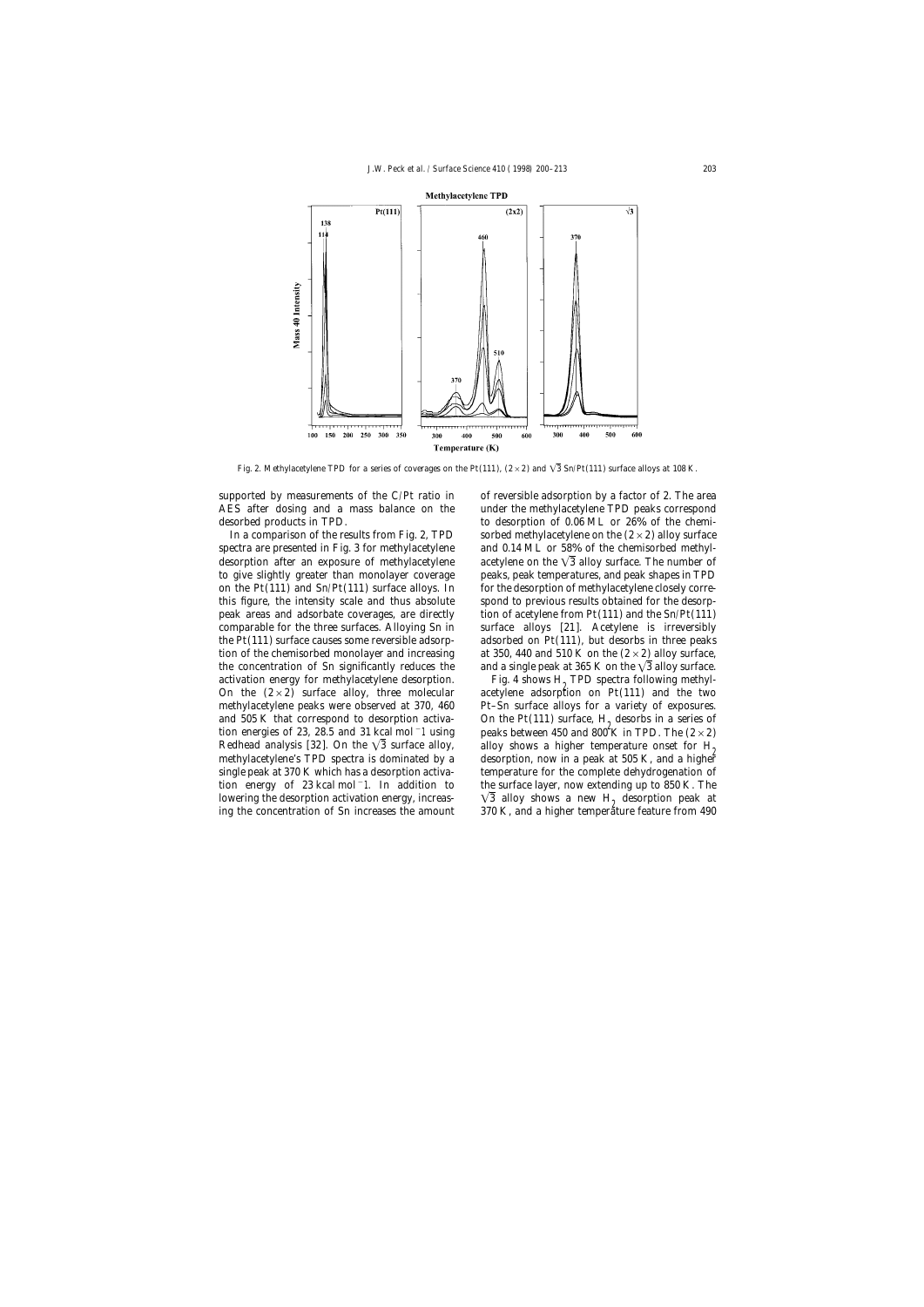Fig. 2. Methylacetylene TPD for a series of coverages on the Pt(111), (2×2) and $\sqrt{3}$ Sn/Pt(111) surface alloys at 108 K.

supported by measurements of the C/Pt ratio in AES after dosing and a mass balance on the desorbed products in TPD.

In a comparison of the results from Fig. 2, TPD spectra are presented in Fig. 3 for methylacetylene desorption after an exposure of methylacetylene to give slightly greater than monolayer coverage on the Pt(111) and Sn/Pt(111) surface alloys. In this figure, the intensity scale and thus absolute peak areas and adsorbate coverages, are directly comparable for the three surfaces. Alloying Sn in the Pt(111) surface causes some reversible adsorption of the chemisorbed monolayer and increasing the concentration of Sn significantly reduces the activation energy for methylacetylene desorption. On the (2×2) surface alloy, three molecular methylacetylene peaks were observed at 370, 460 and 505 K that correspond to desorption activation energies of 23, 28.5 and 31 kcal mol$^{-1}$ using Redhead analysis [32]. On the $\sqrt{3}$ surface alloy, methylacetylene's TPD spectra is dominated by a single peak at 370 K which has a desorption activation energy of 23 kcal mol$^{-1}$. In addition to lowering the desorption activation energy, increasing the concentration of Sn increases the amount of reversible adsorption by a factor of 2. The area under the methylacetylene TPD peaks correspond to desorption of 0.06 ML or 26% of the chemisorbed methylacetylene on the (2×2) alloy surface and 0.14 ML or 58% of the chemisorbed methylacetylene on the $\sqrt{3}$ alloy surface. The number of peaks, peak temperatures, and peak shapes in TPD for the desorption of methylacetylene closely correspond to previous results obtained for the desorption of acetylene from Pt(111) and the Sn/Pt(111) surface alloys [21]. Acetylene is irreversibly adsorbed on Pt(111), but desorbs in three peaks at 350, 440 and 510 K on the (2×2) alloy surface, and a single peak at 365 K on the $\sqrt{3}$ alloy surface.

Fig. 4 shows $H_2$ TPD spectra following methylacetylene adsorption on Pt(111) and the two Pt–Sn surface alloys for a variety of exposures. On the Pt(111) surface, $H_2$ desorbs in a series of peaks between 450 and 800 K in TPD. The (2×2) alloy shows a higher temperature onset for $H_2$ desorption, now in a peak at 505 K, and a higher temperature for the complete dehydrogenation of the surface layer, now extending up to 850 K. The $\sqrt{3}$ alloy shows a new $H_2$ desorption peak at 370 K, and a higher temperature feature from 490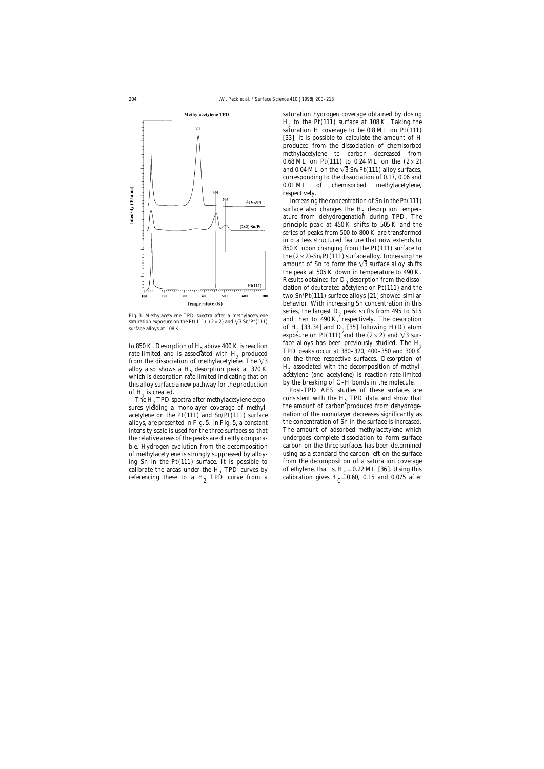Fig. 3. Methylacetylene TPD spectra after a methylacetylene saturation exposure on the Pt(111), $(2\times2)$ and $\sqrt{3}$ Sn/Pt(111) surface alloys at 108 K.

to 850 K. Desorption of $H_2$ above 400 K is reaction rate-limited and is associated with $H_2$ produced from the dissociation of methylacetylene. The $\sqrt{3}$ alloy also shows a $H_2$ desorption peak at 370 K which is desorption rate-limited indicating that on this alloy surface a new pathway for the production of $H_2$ is created.

The $H_2$ TPD spectra after methylacetylene exposures yielding a monolayer coverage of methylacetylene on the Pt(111) and Sn/Pt(111) surface alloys, are presented in Fig. 5. In Fig. 5, a constant intensity scale is used for the three surfaces so that the relative areas of the peaks are directly comparable. Hydrogen evolution from the decomposition of methylacetylene is strongly suppressed by alloying Sn in the Pt(111) surface. It is possible to calibrate the areas under the $H_2$ TPD curves by referencing these to a $H_2$ TPD curve from a saturation hydrogen coverage obtained by dosing $H_2$ to the Pt(111) surface at 108 K. Taking the saturation H coverage to be 0.8 ML on Pt(111) [33], it is possible to calculate the amount of H produced from the dissociation of chemisorbed methylacetylene to carbon decreased from 0.68 ML on Pt(111) to 0.24 ML on the $(2\times2)$ and 0.04 ML on the $\sqrt{3}$ Sn/Pt(111) alloy surfaces, corresponding to the dissociation of 0.17, 0.06 and 0.01 ML of chemisorbed methylacetylene, respectively.

Increasing the concentration of Sn in the Pt(111) surface also changes the $H_2$ desorption temperature from dehydrogenation during TPD. The principle peak at 450 K shifts to 505 K and the series of peaks from 500 to 800 K are transformed into a less structured feature that now extends to 850 K upon changing from the Pt(111) surface to the $(2\times2)$-Sn/Pt(111) surface alloy. Increasing the amount of Sn to form the $\sqrt{3}$ surface alloy shifts the peak at 505 K down in temperature to 490 K. Results obtained for $D_2$ desorption from the dissociation of deuterated acetylene on Pt(111) and the two Sn/Pt(111) surface alloys [21] showed similar behavior. With increasing Sn concentration in this series, the largest $D_2$ peak shifts from 495 to 515 and then to 490 K, respectively. The desorption of $H_2$ [33,34] and $D_2$ [35] following H (D) atom exposure on Pt(111) and the $(2\times2)$ and $\sqrt{3}$ surface alloys has been previously studied. The $H_2$ TPD peaks occur at 380–320, 400–350 and 300 K on the three respective surfaces. Desorption of $H_2$ associated with the decomposition of methylacetylene (and acetylene) is reaction rate-limited by the breaking of C–H bonds in the molecule.

Post-TPD AES studies of these surfaces are consistent with the $H_2$ TPD data and show that the amount of carbon produced from dehydrogenation of the monolayer decreases significantly as the concentration of Sn in the surface is increased. The amount of adsorbed methylacetylene which undergoes complete dissociation to form surface carbon on the three surfaces has been determined using as a standard the carbon left on the surface from the decomposition of a saturation coverage of ethylene, that is, $\theta_C = 0.22$ ML [36]. Using this calibration gives $\theta_C = 0.60$, 0.15 and 0.075 after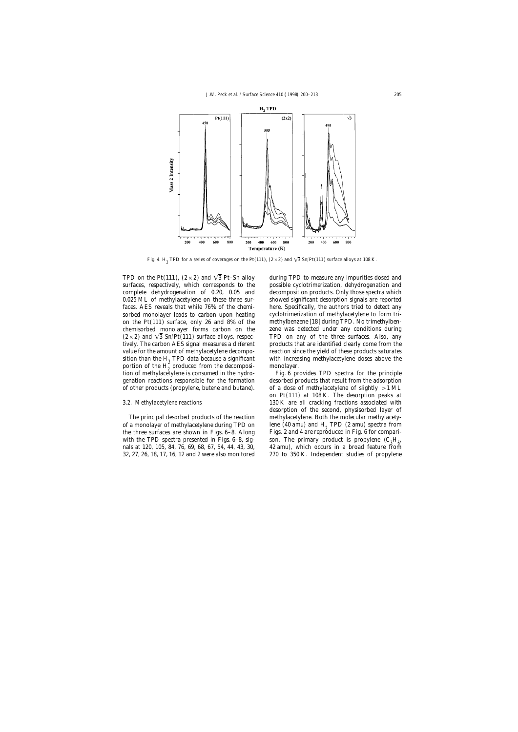Fig. 4. $H_2$ TPD for a series of coverages on the Pt(111), $(2\times2)$ and $\sqrt{3}$ Sn/Pt(111) surface alloys at 108 K.

TPD on the Pt(111), $(2\times2)$ and $\sqrt{3}$ Pt–Sn alloy surfaces, respectively, which corresponds to the complete dehydrogenation of 0.20, 0.05 and 0.025 ML of methylacetylene on these three surfaces. AES reveals that while 76% of the chemisorbed monolayer leads to carbon upon heating on the Pt(111) surface, only 26 and 8% of the chemisorbed monolayer forms carbon on the $(2\times2)$ and $\sqrt{3}$ Sn/Pt(111) surface alloys, respectively. The carbon AES signal measures a different value for the amount of methylacetylene decomposition than the $H_2$ TPD data because a significant portion of the $H_2$ produced from the decomposition of methylacetylene is consumed in the hydrogenation reactions responsible for the formation of other products (propylene, butene and butane).

### 3.2. Methylacetylene reactions

The principal desorbed products of the reaction of a monolayer of methylacetylene during TPD on the three surfaces are shown in Figs. 6–8. Along with the TPD spectra presented in Figs. 6–8, signals at 120, 105, 84, 76, 69, 68, 67, 54, 44, 43, 30, 32, 27, 26, 18, 17, 16, 12 and 2 were also monitored during TPD to measure any impurities dosed and possible cyclotrimerization, dehydrogenation and decomposition products. Only those spectra which showed significant desorption signals are reported here. Specifically, the authors tried to detect any cyclotrimerization of methylacetylene to form trimethylbenzene [18] during TPD. No trimethylbenzene was detected under any conditions during TPD on any of the three surfaces. Also, any products that are identified clearly come from the reaction since the yield of these products saturates with increasing methylacetylene doses above the monolayer.

Fig. 6 provides TPD spectra for the principle desorbed products that result from the adsorption of a dose of methylacetylene of slightly >1 ML on Pt(111) at 108 K. The desorption peaks at 130 K are all cracking fractions associated with desorption of the second, physisorbed layer of methylacetylene. Both the molecular methylacetylene (40 amu) and $H_2$ TPD (2 amu) spectra from Figs. 2 and 4 are reproduced in Fig. 6 for comparison. The primary product is propylene ($C_3H_6$, 42 amu), which occurs in a broad feature from 270 to 350 K. Independent studies of propylene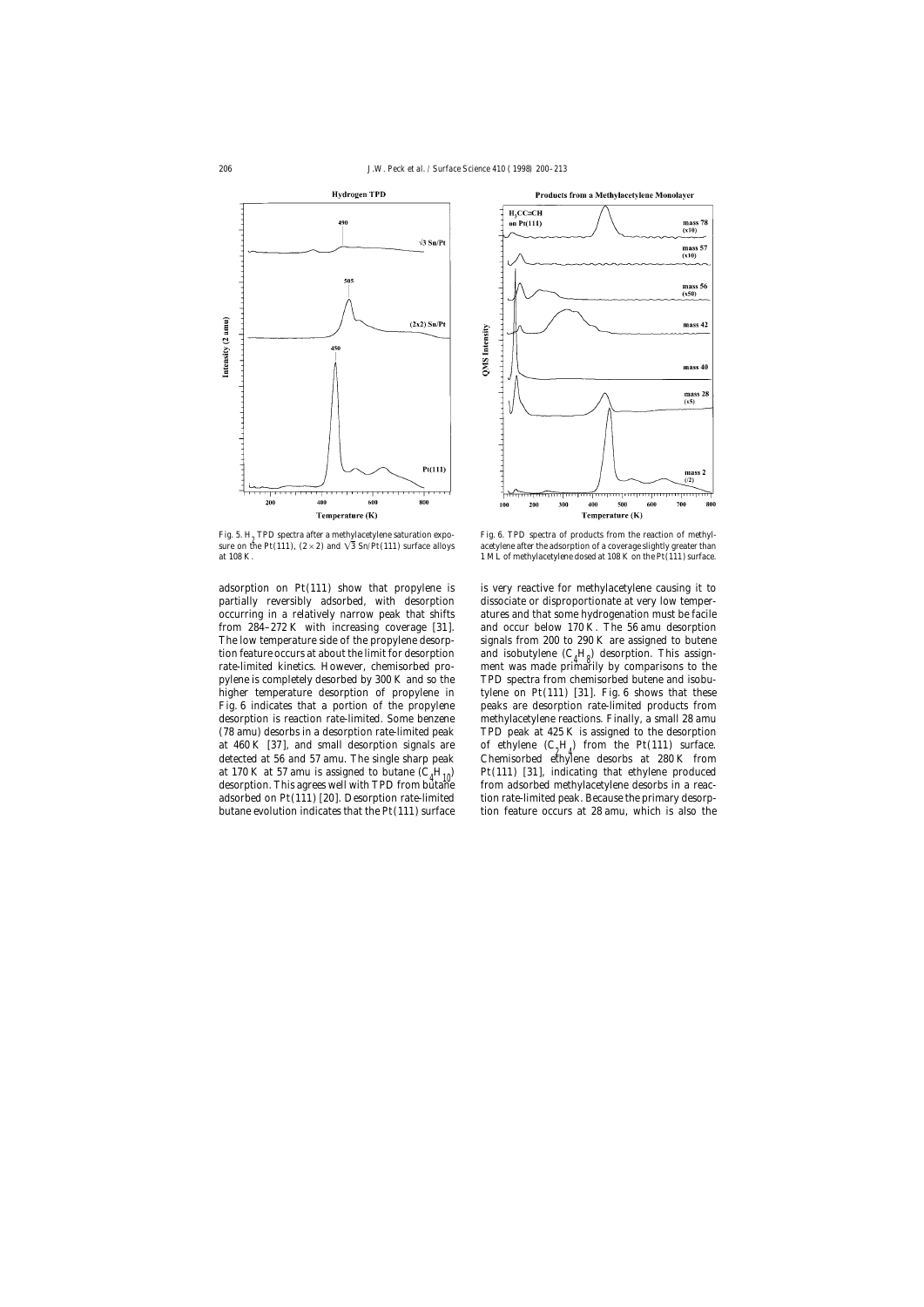Fig. 5. $H_2$ TPD spectra after a methylacetylene saturation exposure on the Pt(111), (2×2) and $\sqrt{3}$ Sn/Pt(111) surface alloys at 108 K.

Fig. 6. TPD spectra of products from the reaction of methylacetylene after the adsorption of a coverage slightly greater than 1 ML of methylacetylene dosed at 108 K on the Pt(111) surface.

adsorption on Pt(111) show that propylene is partially reversibly adsorbed, with desorption occurring in a relatively narrow peak that shifts from 284–272 K with increasing coverage [31]. The low temperature side of the propylene desorption feature occurs at about the limit for desorption rate-limited kinetics. However, chemisorbed propylene is completely desorbed by 300 K and so the higher temperature desorption of propylene in Fig. 6 indicates that a portion of the propylene desorption is reaction rate-limited. Some benzene (78 amu) desorbs in a desorption rate-limited peak at 460 K [37], and small desorption signals are detected at 56 and 57 amu. The single sharp peak at 170 K at 57 amu is assigned to butane ($C_4H_{10}$) desorption. This agrees well with TPD from butane adsorbed on Pt(111) [20]. Desorption rate-limited butane evolution indicates that the Pt(111) surface is very reactive for methylacetylene causing it to dissociate or disproportionate at very low temperatures and that some hydrogenation must be facile and occur below 170 K. The 56 amu desorption signals from 200 to 290 K are assigned to butene and isobutylene ($C_4H_8$) desorption. This assignment was made primarily by comparisons to the TPD spectra from chemisorbed butene and isobutylene on Pt(111) [31]. Fig. 6 shows that these peaks are desorption rate-limited products from methylacetylene reactions. Finally, a small 28 amu TPD peak at 425 K is assigned to the desorption of ethylene ($C_2H_4$) from the Pt(111) surface. Chemisorbed ethylene desorbs at 280 K from Pt(111) [31], indicating that ethylene produced from adsorbed methylacetylene desorbs in a reaction rate-limited peak. Because the primary desorption feature occurs at 28 amu, which is also the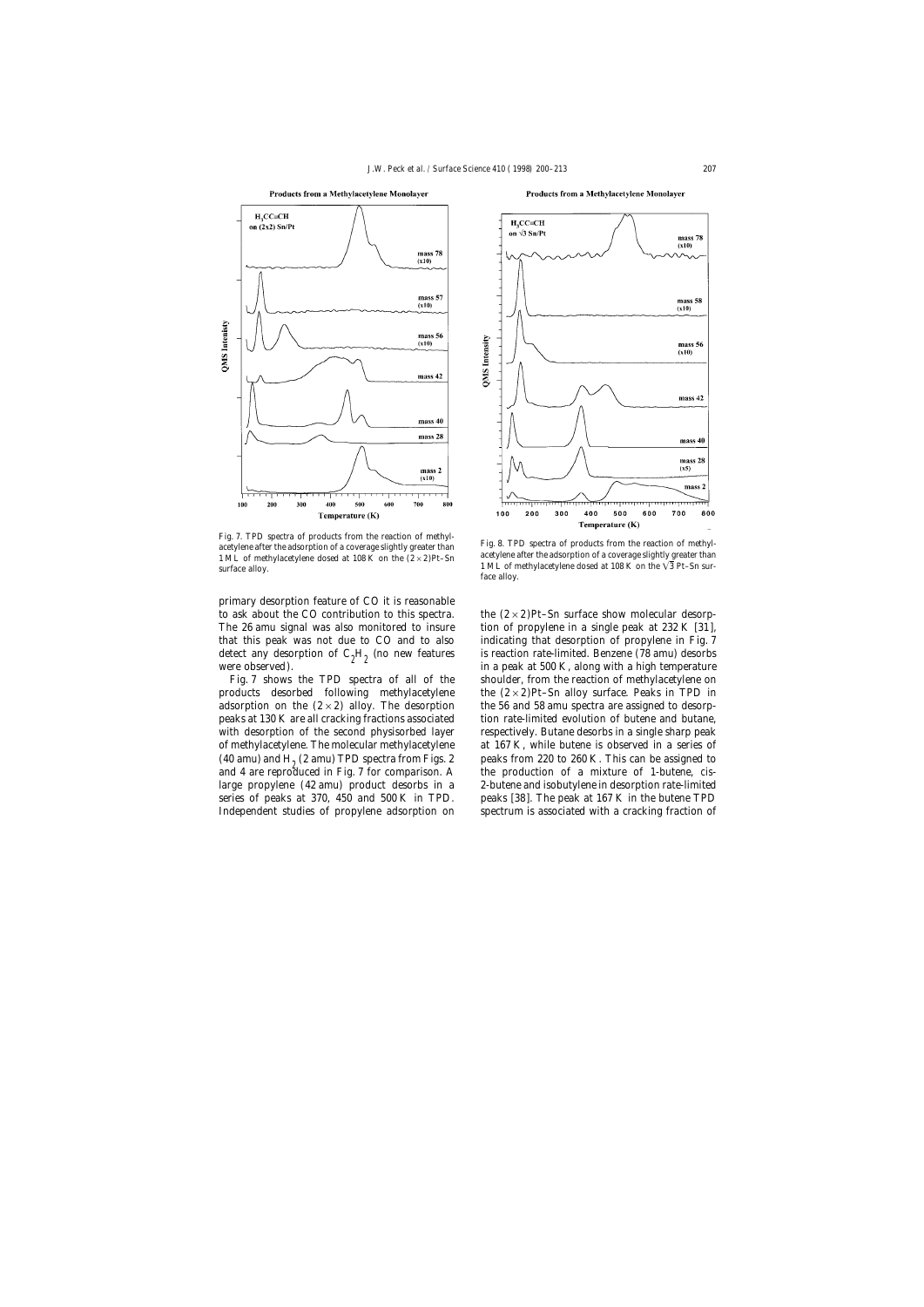Fig. 7. TPD spectra of products from the reaction of methylacetylene after the adsorption of a coverage slightly greater than 1 ML of methylacetylene dosed at 108 K on the $(2\times2)$Pt–Sn surface alloy.

Fig. 8. TPD spectra of products from the reaction of methylacetylene after the adsorption of a coverage slightly greater than 1 ML of methylacetylene dosed at 108 K on the $\sqrt{3}$ Pt–Sn surface alloy.

primary desorption feature of CO it is reasonable to ask about the CO contribution to this spectra. The 26 amu signal was also monitored to insure that this peak was not due to CO and to also detect any desorption of $C_2H_2$ (no new features were observed).

Fig. 7 shows the TPD spectra of all of the products desorbed following methylacetylene adsorption on the $(2\times2)$ alloy. The desorption peaks at 130 K are all cracking fractions associated with desorption of the second physisorbed layer of methylacetylene. The molecular methylacetylene (40 amu) and $H_2$ (2 amu) TPD spectra from Figs. 2 and 4 are reproduced in Fig. 7 for comparison. A large propylene (42 amu) product desorbs in a series of peaks at 370, 450 and 500 K in TPD. Independent studies of propylene adsorption on the $(2\times2)$Pt–Sn surface show molecular desorption of propylene in a single peak at 232 K [31], indicating that desorption of propylene in Fig. 7 is reaction rate-limited. Benzene (78 amu) desorbs in a peak at 500 K, along with a high temperature shoulder, from the reaction of methylacetylene on the $(2\times2)$Pt–Sn alloy surface. Peaks in TPD in the 56 and 58 amu spectra are assigned to desorption rate-limited evolution of butene and butane, respectively. Butane desorbs in a single sharp peak at 167 K, while butene is observed in a series of peaks from 220 to 260 K. This can be assigned to the production of a mixture of 1-butene, cis-2-butene and isobutylene in desorption rate-limited peaks [38]. The peak at 167 K in the butene TPD spectrum is associated with a cracking fraction of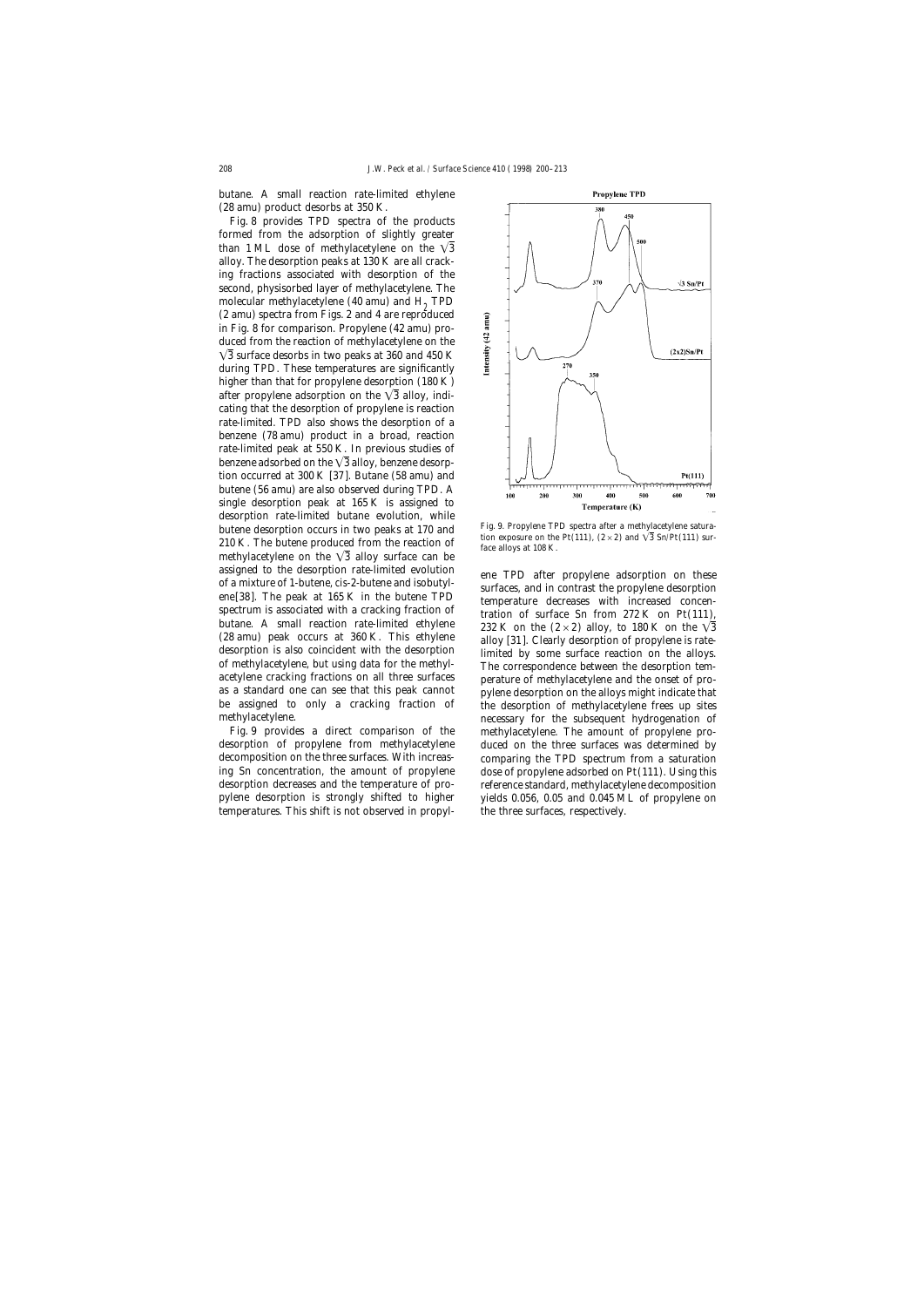butane. A small reaction rate-limited ethylene (28 amu) product desorbs at 350 K.

Fig. 8 provides TPD spectra of the products formed from the adsorption of slightly greater than 1 ML dose of methylacetylene on the $\sqrt{3}$ alloy. The desorption peaks at 130 K are all cracking fractions associated with desorption of the second, physisorbed layer of methylacetylene. The molecular methylacetylene (40 amu) and $H_2$ TPD (2 amu) spectra from Figs. 2 and 4 are reproduced in Fig. 8 for comparison. Propylene (42 amu) produced from the reaction of methylacetylene on the $\sqrt{3}$ surface desorbs in two peaks at 360 and 450 K during TPD. These temperatures are significantly higher than that for propylene desorption (180 K) after propylene adsorption on the $\sqrt{3}$ alloy, indicating that the desorption of propylene is reaction rate-limited. TPD also shows the desorption of a benzene (78 amu) product in a broad, reaction rate-limited peak at 550 K. In previous studies of benzene adsorbed on the $\sqrt{3}$ alloy, benzene desorption occurred at 300 K [37]. Butane (58 amu) and butene (56 amu) are also observed during TPD. A single desorption peak at 165 K is assigned to desorption rate-limited butane evolution, while butene desorption occurs in two peaks at 170 and 210 K. The butene produced from the reaction of methylacetylene on the $\sqrt{3}$ alloy surface can be assigned to the desorption rate-limited evolution of a mixture of 1-butene, cis-2-butene and isobutylene[38]. The peak at 165 K in the butene TPD spectrum is associated with a cracking fraction of butane. A small reaction rate-limited ethylene (28 amu) peak occurs at 360 K. This ethylene desorption is also coincident with the desorption of methylacetylene, but using data for the methylacetylene cracking fractions on all three surfaces as a standard one can see that this peak cannot be assigned to only a cracking fraction of methylacetylene.

Fig. 9 provides a direct comparison of the desorption of propylene from methylacetylene decomposition on the three surfaces. With increasing Sn concentration, the amount of propylene desorption decreases and the temperature of propylene desorption is strongly shifted to higher temperatures. This shift is not observed in propylene TPD after propylene adsorption on these surfaces, and in contrast the propylene desorption temperature decreases with increased concentration of surface Sn from 272 K on Pt(111), 232 K on the $(2\times2)$ alloy, to 180 K on the $\sqrt{3}$ alloy [31]. Clearly desorption of propylene is rate-limited by some surface reaction on the alloys. The correspondence between the desorption temperature of methylacetylene and the onset of propylene desorption on the alloys might indicate that the desorption of methylacetylene frees up sites necessary for the subsequent hydrogenation of methylacetylene. The amount of propylene produced on the three surfaces was determined by comparing the TPD spectrum from a saturation dose of propylene adsorbed on Pt(111). Using this reference standard, methylacetylene decomposition yields 0.056, 0.05 and 0.045 ML of propylene on the three surfaces, respectively.

Fig. 9. Propylene TPD spectra after a methylacetylene saturation exposure on the Pt(111), $(2\times2)$ and $\sqrt{3}$ Sn/Pt(111) surface alloys at 108 K.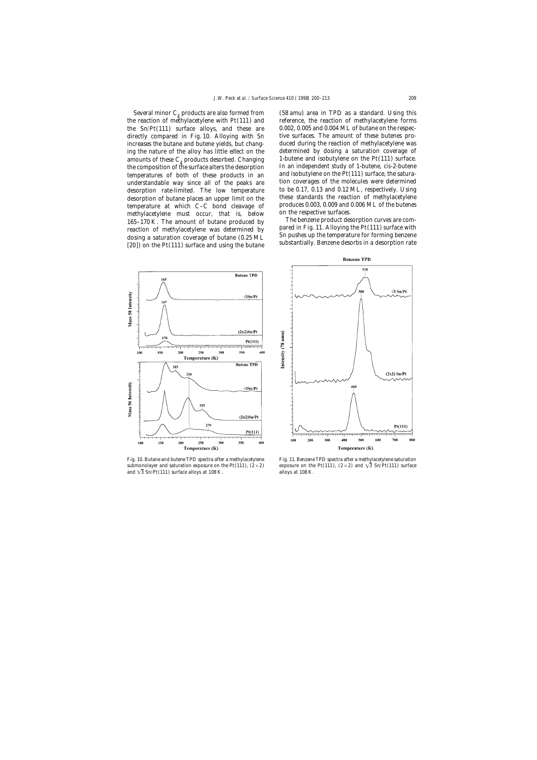Several minor $C_4$ products are also formed from the reaction of methylacetylene with Pt(111) and the Sn/Pt(111) surface alloys, and these are directly compared in Fig. 10. Alloying with Sn increases the butane and butene yields, but changing the nature of the alloy has little effect on the amounts of these $C_4$ products desorbed. Changing the composition of the surface alters the desorption temperatures of both of these products in an understandable way since all of the peaks are desorption rate-limited. The low temperature desorption of butane places an upper limit on the temperature at which C–C bond cleavage of methylacetylene must occur, that is, below 165–170 K. The amount of butane produced by reaction of methylacetylene was determined by dosing a saturation coverage of butane (0.25 ML [20]) on the Pt(111) surface and using the butane (58 amu) area in TPD as a standard. Using this reference, the reaction of methylacetylene forms 0.002, 0.005 and 0.004 ML of butane on the respective surfaces. The amount of these butenes produced during the reaction of methylacetylene was determined by dosing a saturation coverage of 1-butene and isobutylene on the Pt(111) surface. In an independent study of 1-butene, cis-2-butene and isobutylene on the Pt(111) surface, the saturation coverages of the molecules were determined to be 0.17, 0.13 and 0.12 ML, respectively. Using these standards the reaction of methylacetylene produces 0.003, 0.009 and 0.006 ML of the butenes on the respective surfaces.

The benzene product desorption curves are compared in Fig. 11. Alloying the Pt(111) surface with Sn pushes up the temperature for forming benzene substantially. Benzene desorbs in a desorption rate

Fig. 10. Butane and butene TPD spectra after a methylacetylene submonolayer and saturation exposure on the Pt(111), (2×2) and $\sqrt{3}$ Sn/Pt(111) surface alloys at 108 K.

Fig. 11. Benzene TPD spectra after a methylacetylene saturation exposure on the Pt(111), (2×2) and $\sqrt{3}$ Sn/Pt(111) surface alloys at 108 K.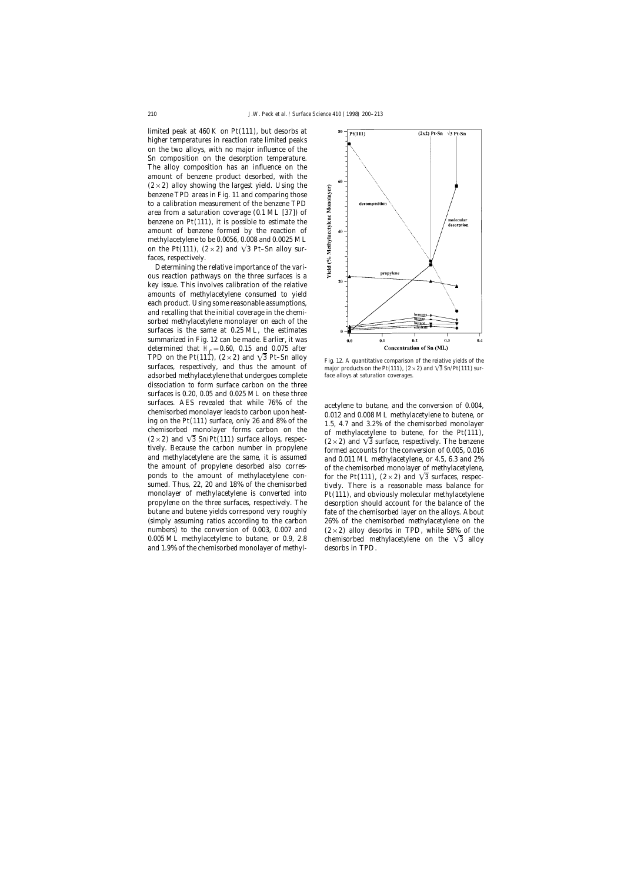limited peak at 460 K on Pt(111), but desorbs at higher temperatures in reaction rate limited peaks on the two alloys, with no major influence of the Sn composition on the desorption temperature. The alloy composition has an influence on the amount of benzene product desorbed, with the (2×2) alloy showing the largest yield. Using the benzene TPD areas in Fig. 11 and comparing those to a calibration measurement of the benzene TPD area from a saturation coverage (0.1 ML [37]) of benzene on Pt(111), it is possible to estimate the amount of benzene formed by the reaction of methylacetylene to be 0.0056, 0.008 and 0.0025 ML on the Pt(111), (2×2) and $\sqrt{3}$ Pt–Sn alloy surfaces, respectively.

Determining the relative importance of the various reaction pathways on the three surfaces is a key issue. This involves calibration of the relative amounts of methylacetylene consumed to yield each product. Using some reasonable assumptions, and recalling that the initial coverage in the chemisorbed methylacetylene monolayer on each of the surfaces is the same at 0.25 ML, the estimates summarized in Fig. 12 can be made. Earlier, it was determined that $\theta_C = 0.60$, 0.15 and 0.075 after TPD on the Pt(111), (2×2) and $\sqrt{3}$ Pt–Sn alloy surfaces, respectively, and thus the amount of adsorbed methylacetylene that undergoes complete dissociation to form surface carbon on the three surfaces is 0.20, 0.05 and 0.025 ML on these three surfaces. AES revealed that while 76% of the chemisorbed monolayer leads to carbon upon heating on the Pt(111) surface, only 26 and 8% of the chemisorbed monolayer forms carbon on the (2×2) and $\sqrt{3}$ Sn/Pt(111) surface alloys, respectively. Because the carbon number in propylene and methylacetylene are the same, it is assumed the amount of propylene desorbed also corresponds to the amount of methylacetylene consumed. Thus, 22, 20 and 18% of the chemisorbed monolayer of methylacetylene is converted into propylene on the three surfaces, respectively. The butane and butene yields correspond very roughly (simply assuming ratios according to the carbon numbers) to the conversion of 0.003, 0.007 and 0.005 ML methylacetylene to butane, or 0.9, 2.8 and 1.9% of the chemisorbed monolayer of methylacetylene to butane, and the conversion of 0.004, 0.012 and 0.008 ML methylacetylene to butene, or 1.5, 4.7 and 3.2% of the chemisorbed monolayer of methylacetylene to butene, for the Pt(111), (2×2) and $\sqrt{3}$ surface, respectively. The benzene formed accounts for the conversion of 0.005, 0.016 and 0.011 ML methylacetylene, or 4.5, 6.3 and 2% of the chemisorbed monolayer of methylacetylene, for the Pt(111), (2×2) and $\sqrt{3}$ surfaces, respectively. There is a reasonable mass balance for Pt(111), and obviously molecular methylacetylene desorption should account for the balance of the fate of the chemisorbed layer on the alloys. About 26% of the chemisorbed methylacetylene on the (2×2) alloy desorbs in TPD, while 58% of the chemisorbed methylacetylene on the $\sqrt{3}$ alloy desorbs in TPD.

Fig. 12. A quantitative comparison of the relative yields of the major products on the Pt(111), (2×2) and $\sqrt{3}$ Sn/Pt(111) surface alloys at saturation coverages.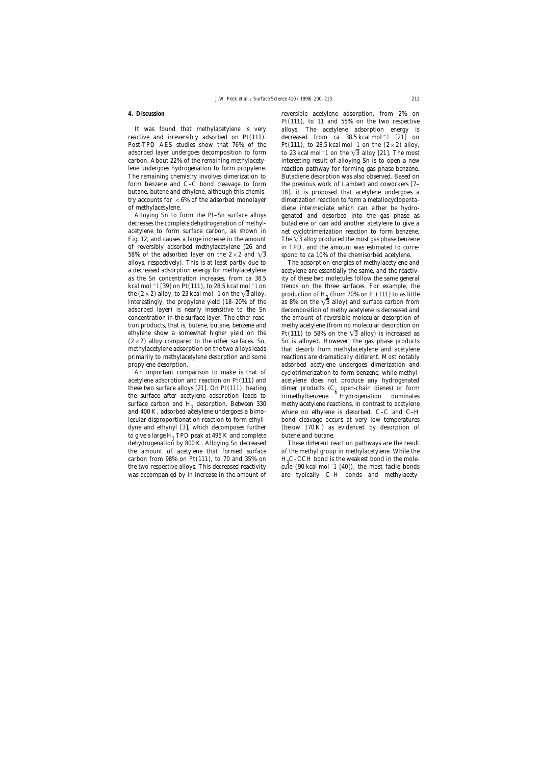## 4. Discussion

It was found that methylacetylene is very reactive and irreversibly adsorbed on Pt(111). Post-TPD AES studies show that 76% of the adsorbed layer undergoes decomposition to form carbon. About 22% of the remaining methylacetylene undergoes hydrogenation to form propylene. The remaining chemistry involves dimerization to form benzene and C–C bond cleavage to form butane, butene and ethylene, although this chemistry accounts for <6% of the adsorbed monolayer of methylacetylene.

Alloying Sn to form the Pt–Sn surface alloys decreases the complete dehydrogenation of methylacetylene to form surface carbon, as shown in Fig. 12, and causes a large increase in the amount of reversibly adsorbed methylacetylene (26 and 58% of the adsorbed layer on the $2\times2$ and $\sqrt{3}$ alloys, respectively). This is at least partly due to a decreased adsorption energy for methylacetylene as the Sn concentration increases, from ca 38.5 kcal mol$^{-1}$ [39] on Pt(111), to 28.5 kcal mol$^{-1}$ on the $(2\times2)$ alloy, to 23 kcal mol$^{-1}$ on the $\sqrt{3}$ alloy. Interestingly, the propylene yield (18–20% of the adsorbed layer) is nearly insensitive to the Sn concentration in the surface layer. The other reaction products, that is, butene, butane, benzene and ethylene show a somewhat higher yield on the $(2\times2)$ alloy compared to the other surfaces. So, methylacetylene adsorption on the two alloys leads primarily to methylacetylene desorption and some propylene desorption.

An important comparison to make is that of acetylene adsorption and reaction on Pt(111) and these two surface alloys [21]. On Pt(111), heating the surface after acetylene adsorption leads to surface carbon and $H_2$ desorption. Between 330 and 400 K, adsorbed acetylene undergoes a bimolecular disproportionation reaction to form ethylidyne and ethynyl [3], which decomposes further to give a large $H_2$ TPD peak at 495 K and complete dehydrogenation by 800 K. Alloying Sn decreased the amount of acetylene that formed surface carbon from 98% on Pt(111), to 70 and 35% on the two respective alloys. This decreased reactivity was accompanied by in increase in the amount of reversible acetylene adsorption, from 2% on Pt(111), to 11 and 55% on the two respective alloys. The acetylene adsorption energy is decreased from ca 38.5 kcal mol$^{-1}$ [21] on Pt(111), to 28.5 kcal mol$^{-1}$ on the $(2\times2)$ alloy, to 23 kcal mol$^{-1}$ on the $\sqrt{3}$ alloy [21]. The most interesting result of alloying Sn is to open a new reaction pathway for forming gas phase benzene. Butadiene desorption was also observed. Based on the previous work of Lambert and coworkers [7–18], it is proposed that acetylene undergoes a dimerization reaction to form a metallocyclopentadiene intermediate which can either be hydrogenated and desorbed into the gas phase as butadiene or can add another acetylene to give a net cyclotrimerization reaction to form benzene. The $\sqrt{3}$ alloy produced the most gas phase benzene in TPD, and the amount was estimated to correspond to ca 10% of the chemisorbed acetylene.

The adsorption energies of methylacetylene and acetylene are essentially the same, and the reactivity of these two molecules follow the same general trends on the three surfaces. For example, the production of $H_2$ (from 70% on Pt(111) to as little as 8% on the $\sqrt{3}$ alloy) and surface carbon from decomposition of methylacetylene is decreased and the amount of reversible molecular desorption of methylacetylene (from no molecular desorption on Pt(111) to 58% on the $\sqrt{3}$ alloy) is increased as Sn is alloyed. However, the gas phase products that desorb from methylacetylene and acetylene reactions are dramatically different. Most notably adsorbed acetylene undergoes dimerization and cyclotrimerization to form benzene, while methylacetylene does not produce any hydrogenated dimer products ($C_6$ open-chain dienes) or form trimethylbenzene. Hydrogenation dominates methylacetylene reactions, in contrast to acetylene where no ethylene is desorbed. C–C and C–H bond cleavage occurs at very low temperatures (below 170 K) as evidenced by desorption of butene and butane.

These different reaction pathways are the result of the methyl group in methylacetylene. While the $H_3C$–CCH bond is the weakest bond in the molecule (90 kcal mol$^{-1}$ [40]), the most facile bonds are typically C–H bonds and methylacety-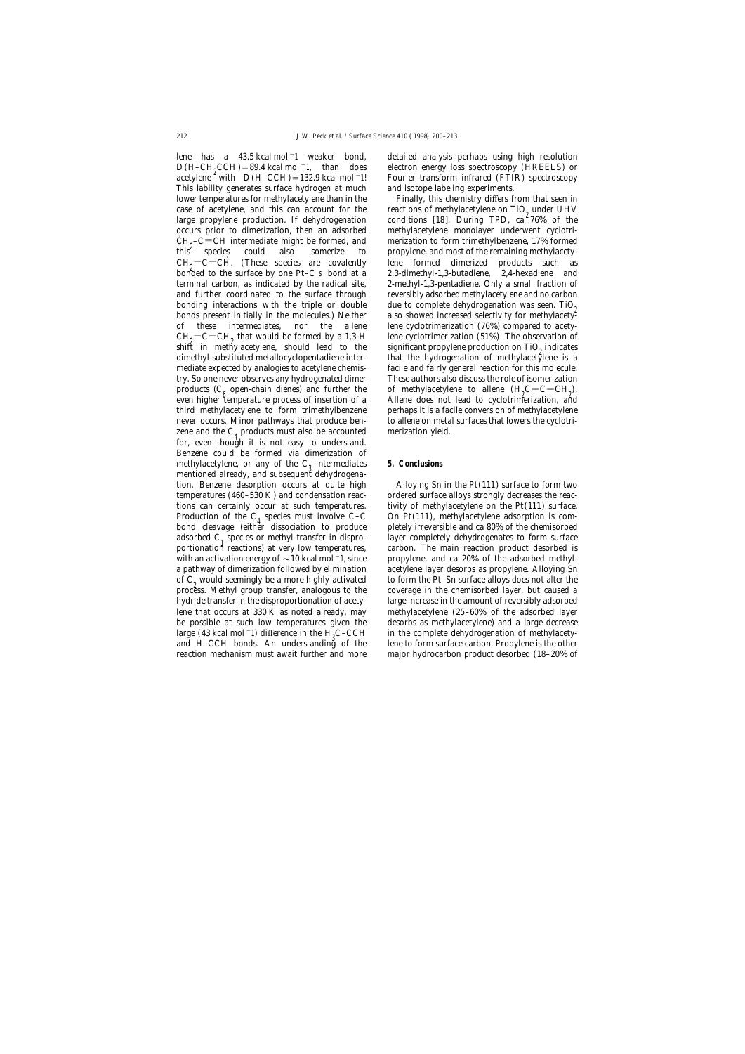lene has a 43.5 kcal mol$^{-1}$ weaker bond, $D(H–CH_2CCH) = 89.4$ kcal mol$^{-1}$, than does acetylene with $D(H–CCH) = 132.9$ kcal mol$^{-1}$! This lability generates surface hydrogen at much lower temperatures for methylacetylene than in the case of acetylene, and this can account for the large propylene production. If dehydrogenation occurs prior to dimerization, then an adsorbed $CH_2–C{\equiv}CH$ intermediate might be formed, and this species could also isomerize to $CH_2{=}C{=}CH$. (These species are covalently bonded to the surface by one Pt–C σ bond at a terminal carbon, as indicated by the radical site, and further coordinated to the surface through bonding interactions with the triple or double bonds present initially in the molecules.) Neither of these intermediates, nor the allene $CH_2{=}C{=}CH_2$ that would be formed by a 1,3-H shift in methylacetylene, should lead to the dimethyl-substituted metallocyclopentadiene intermediate expected by analogies to acetylene chemistry. So one never observes any hydrogenated dimer products ($C_6$ open-chain dienes) and further the even higher temperature process of insertion of a third methylacetylene to form trimethylbenzene never occurs. Minor pathways that produce benzene and the $C_4$ products must also be accounted for, even though it is not easy to understand. Benzene could be formed via dimerization of methylacetylene, or any of the $C_3$ intermediates mentioned already, and subsequent dehydrogenation. Benzene desorption occurs at quite high temperatures (460–530 K) and condensation reactions can certainly occur at such temperatures. Production of the $C_4$ species must involve C–C bond cleavage (either dissociation to produce adsorbed $C_1$ species or methyl transfer in disproportionation reactions) at very low temperatures, with an activation energy of ~10 kcal mol$^{-1}$, since a pathway of dimerization followed by elimination of $C_2$ would seemingly be a more highly activated process. Methyl group transfer, analogous to the hydride transfer in the disproportionation of acetylene that occurs at 330 K as noted already, may be possible at such low temperatures given the large (43 kcal mol$^{-1}$) difference in the $H_3C–CCH$ and H–CCH bonds. An understanding of the reaction mechanism must await further and more detailed analysis perhaps using high resolution electron energy loss spectroscopy (HREELS) or Fourier transform infrared (FTIR) spectroscopy and isotope labeling experiments.

Finally, this chemistry differs from that seen in reactions of methylacetylene on $TiO_2$ under UHV conditions [18]. During TPD, ca 76% of the methylacetylene monolayer underwent cyclotrimerization to form trimethylbenzene, 17% formed propylene, and most of the remaining methylacetylene formed dimerized products such as 2,3-dimethyl-1,3-butadiene, 2,4-hexadiene and 2-methyl-1,3-pentadiene. Only a small fraction of reversibly adsorbed methylacetylene and no carbon due to complete dehydrogenation was seen. $TiO_2$ also showed increased selectivity for methylacetylene cyclotrimerization (76%) compared to acetylene cyclotrimerization (51%). The observation of significant propylene production on $TiO_2$ indicates that the hydrogenation of methylacetylene is a facile and fairly general reaction for this molecule. These authors also discuss the role of isomerization of methylacetylene to allene ($H_2C{=}C{=}CH_2$). Allene does not lead to cyclotrimerization, and perhaps it is a facile conversion of methylacetylene to allene on metal surfaces that lowers the cyclotrimerization yield.

## 5. Conclusions

Alloying Sn in the Pt(111) surface to form two ordered surface alloys strongly decreases the reactivity of methylacetylene on the Pt(111) surface. On Pt(111), methylacetylene adsorption is completely irreversible and ca 80% of the chemisorbed layer completely dehydrogenates to form surface carbon. The main reaction product desorbed is propylene, and ca 20% of the adsorbed methylacetylene layer desorbs as propylene. Alloying Sn to form the Pt–Sn surface alloys does not alter the coverage in the chemisorbed layer, but caused a large increase in the amount of reversibly adsorbed methylacetylene (25–60% of the adsorbed layer desorbs as methylacetylene) and a large decrease in the complete dehydrogenation of methylacetylene to form surface carbon. Propylene is the other major hydrocarbon product desorbed (18–20% of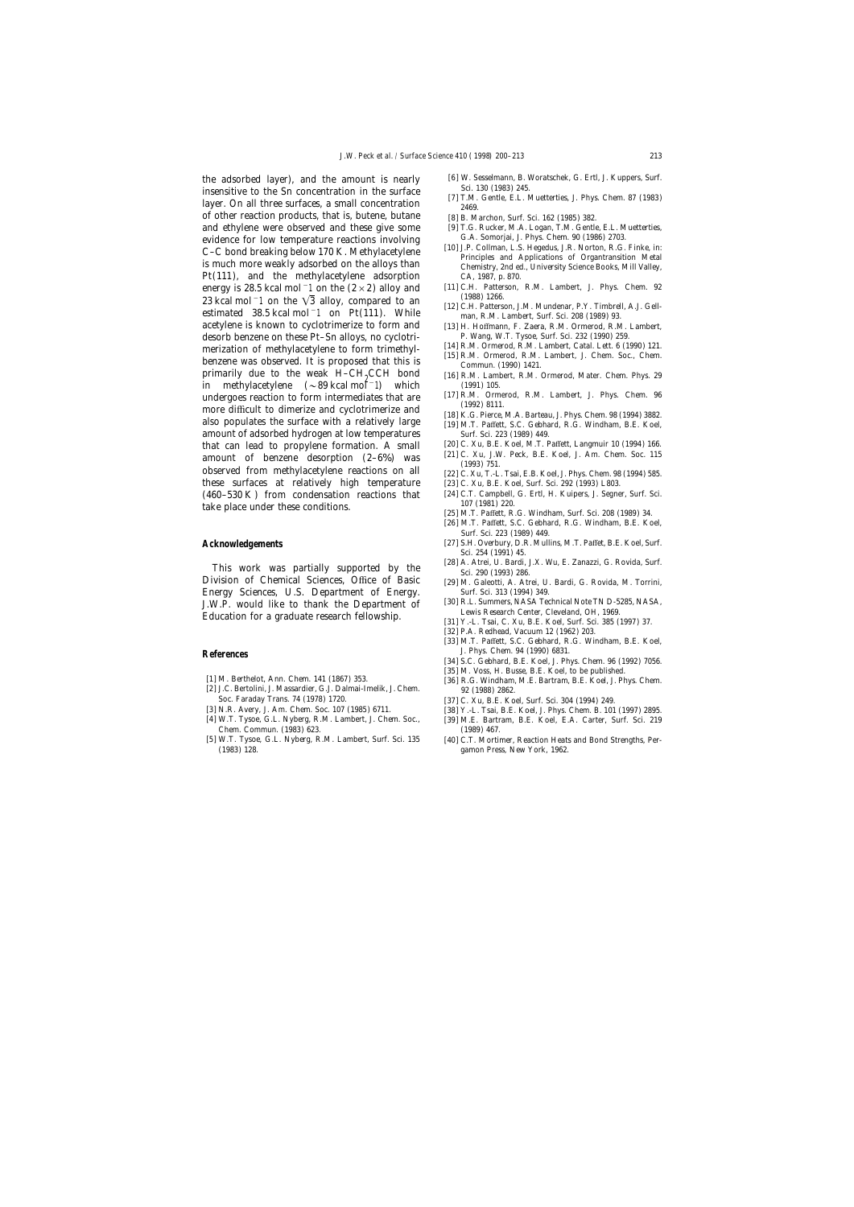the adsorbed layer), and the amount is nearly insensitive to the Sn concentration in the surface layer. On all three surfaces, a small concentration of other reaction products, that is, butene, butane and ethylene were observed and these give some evidence for low temperature reactions involving C–C bond breaking below 170 K. Methylacetylene is much more weakly adsorbed on the alloys than Pt(111), and the methylacetylene adsorption energy is 28.5 kcal mol$^{-1}$ on the $(2\times2)$ alloy and 23 kcal mol$^{-1}$ on the $\sqrt{3}$ alloy, compared to an estimated 38.5 kcal mol$^{-1}$ on Pt(111). While acetylene is known to cyclotrimerize to form and desorb benzene on these Pt–Sn alloys, no cyclotrimerization of methylacetylene to form trimethylbenzene was observed. It is proposed that this is primarily due to the weak H–$CH_2$CCH bond in methylacetylene ($\sim$89 kcal mol$^{-1}$) which undergoes reaction to form intermediates that are more difficult to dimerize and cyclotrimerize and also populates the surface with a relatively large amount of adsorbed hydrogen at low temperatures that can lead to propylene formation. A small amount of benzene desorption (2–6%) was observed from methylacetylene reactions on all these surfaces at relatively high temperature (460–530 K) from condensation reactions that take place under these conditions.

## Acknowledgements

This work was partially supported by the Division of Chemical Sciences, Office of Basic Energy Sciences, U.S. Department of Energy. J.W.P. would like to thank the Department of Education for a graduate research fellowship.

## References

[1] M. Berthelot, Ann. Chem. 141 (1867) 353.
[2] J.C. Bertolini, J. Massardier, G.J. Dalmai-Imelik, J. Chem. Soc. Faraday Trans. 74 (1978) 1720.
[3] N.R. Avery, J. Am. Chem. Soc. 107 (1985) 6711.
[4] W.T. Tysoe, G.L. Nyberg, R.M. Lambert, J. Chem. Soc., Chem. Commun. (1983) 623.
[5] W.T. Tysoe, G.L. Nyberg, R.M. Lambert, Surf. Sci. 135 (1983) 128.
[6] W. Sesselmann, B. Woratschek, G. Ertl, J. Kuppers, Surf. Sci. 130 (1983) 245.
[7] T.M. Gentle, E.L. Muetterties, J. Phys. Chem. 87 (1983) 2469.
[8] B. Marchon, Surf. Sci. 162 (1985) 382.
[9] T.G. Rucker, M.A. Logan, T.M. Gentle, E.L. Muetterties, G.A. Somorjai, J. Phys. Chem. 90 (1986) 2703.
[10] J.P. Collman, L.S. Hegedus, J.R. Norton, R.G. Finke, in: Principles and Applications of Organtransition Metal Chemistry, 2nd ed., University Science Books, Mill Valley, CA, 1987, p. 870.
[11] C.H. Patterson, R.M. Lambert, J. Phys. Chem. 92 (1988) 1266.
[12] C.H. Patterson, J.M. Mundenar, P.Y. Timbrell, A.J. Gellman, R.M. Lambert, Surf. Sci. 208 (1989) 93.
[13] H. Hoffmann, F. Zaera, R.M. Ormerod, R.M. Lambert, P. Wang, W.T. Tysoe, Surf. Sci. 232 (1990) 259.
[14] R.M. Ormerod, R.M. Lambert, Catal. Lett. 6 (1990) 121.
[15] R.M. Ormerod, R.M. Lambert, J. Chem. Soc., Chem. Commun. (1990) 1421.
[16] R.M. Lambert, R.M. Ormerod, Mater. Chem. Phys. 29 (1991) 105.
[17] R.M. Ormerod, R.M. Lambert, J. Phys. Chem. 96 (1992) 8111.
[18] K.G. Pierce, M.A. Barteau, J. Phys. Chem. 98 (1994) 3882.
[19] M.T. Paffett, S.C. Gebhard, R.G. Windham, B.E. Koel, Surf. Sci. 223 (1989) 449.
[20] C. Xu, B.E. Koel, M.T. Paffett, Langmuir 10 (1994) 166.
[21] C. Xu, J.W. Peck, B.E. Koel, J. Am. Chem. Soc. 115 (1993) 751.
[22] C. Xu, T.-L. Tsai, B.E. Koel, J. Phys. Chem. 98 (1994) 585.
[23] C. Xu, B.E. Koel, Surf. Sci. 292 (1993) L803.
[24] C.T. Campbell, G. Ertl, H. Kuipers, J. Segner, Surf. Sci. 107 (1981) 220.
[25] M.T. Paffett, R.G. Windham, Surf. Sci. 208 (1989) 34.
[26] M.T. Paffett, S.C. Gebhard, R.G. Windham, B.E. Koel, Surf. Sci. 223 (1989) 449.
[27] S.H. Overbury, D.R. Mullins, M.T. Paffet, B.E. Koel, Surf. Sci. 254 (1991) 45.
[28] A. Atrei, U. Bardi, J.X. Wu, E. Zanazzi, G. Rovida, Surf. Sci. 290 (1993) 286.
[29] M. Galeotti, A. Atrei, U. Bardi, G. Rovida, M. Torrini, Surf. Sci. 313 (1994) 349.
[30] R.L. Summers, NASA Technical Note TN D-5285, NASA, Lewis Research Center, Cleveland, OH, 1969.
[31] Y.-L. Tsai, C. Xu, B.E. Koel, Surf. Sci. 385 (1997) 37.
[32] P.A. Redhead, Vacuum 12 (1962) 203.
[33] M.T. Paffett, S.C. Gebhard, R.G. Windham, B.E. Koel, J. Phys. Chem. 94 (1990) 6831.
[34] S.C. Gebhard, B.E. Koel, J. Phys. Chem. 96 (1992) 7056.
[35] M. Voss, H. Busse, B.E. Koel, to be published.
[36] R.G. Windham, M.E. Bartram, B.E. Koel, J. Phys. Chem. 92 (1988) 2862.
[37] C. Xu, B.E. Koel, Surf. Sci. 304 (1994) 249.
[38] Y.-L. Tsai, B.E. Koel, J. Phys. Chem. B. 101 (1997) 2895.
[39] M.E. Bartram, B.E. Koel, E.A. Carter, Surf. Sci. 219 (1989) 467.
[40] C.T. Mortimer, Reaction Heats and Bond Strengths, Pergamon Press, New York, 1962.